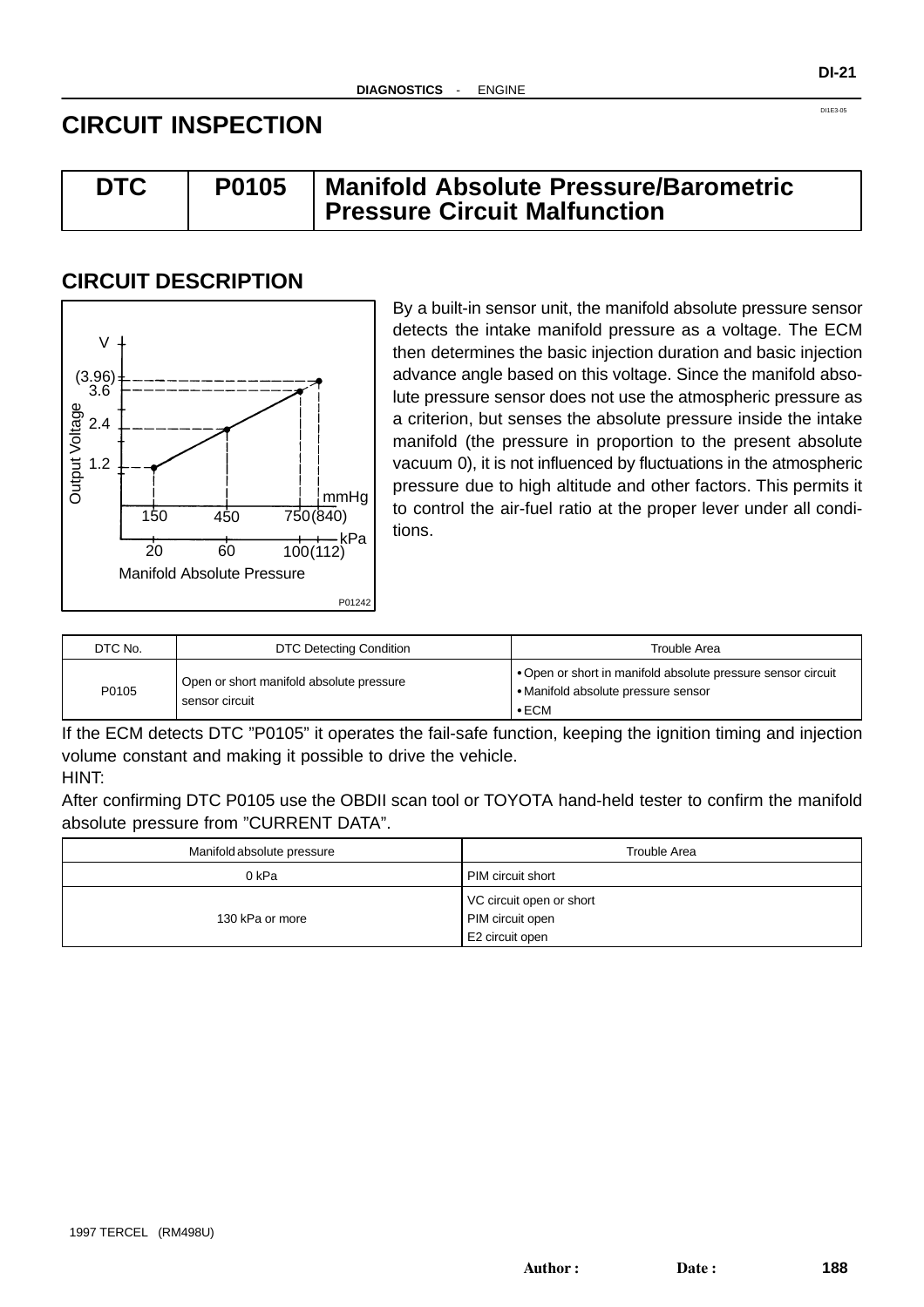# CIRCUIT INSPECTION

| DTC | P0105 | Manifold Absolute Pressure/Barometric Pressure Circuit Malfunction |
|---|---|---|

## CIRCUIT DESCRIPTION

By a built-in sensor unit, the manifold absolute pressure sensor detects the intake manifold pressure as a voltage. The ECM then determines the basic injection duration and basic injection advance angle based on this voltage. Since the manifold absolute pressure sensor does not use the atmospheric pressure as a criterion, but senses the absolute pressure inside the intake manifold (the pressure in proportion to the present absolute vacuum 0), it is not influenced by fluctuations in the atmospheric pressure due to high altitude and other factors. This permits it to control the air-fuel ratio at the proper lever under all conditions.

| DTC No. | DTC Detecting Condition | Trouble Area |
|---|---|---|
| P0105 | Open or short manifold absolute pressure sensor circuit | • Open or short in manifold absolute pressure sensor circuit<br>• Manifold absolute pressure sensor<br>• ECM |

If the ECM detects DTC "P0105" it operates the fail-safe function, keeping the ignition timing and injection volume constant and making it possible to drive the vehicle.

HINT:

After confirming DTC P0105 use the OBDII scan tool or TOYOTA hand-held tester to confirm the manifold absolute pressure from "CURRENT DATA".

| Manifold absolute pressure | Trouble Area |
|---|---|
| 0 kPa | PIM circuit short |
| 130 kPa or more | VC circuit open or short<br>PIM circuit open<br>E2 circuit open |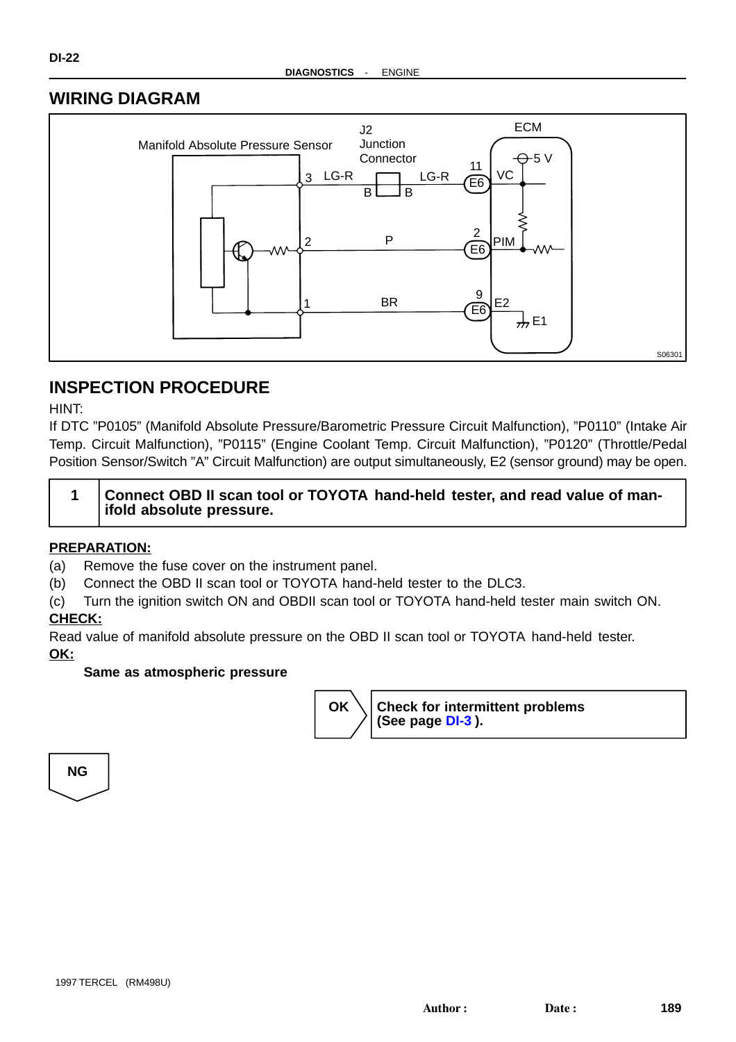## WIRING DIAGRAM

Manifold Absolute Pressure Sensor

J2 Junction Connector

ECM

3 LG-R — B B — LG-R — 11 E6 VC — 5 V

2 P — 2 E6 PIM

1 BR — 9 E6 E2 — E1

S06301

## INSPECTION PROCEDURE

HINT:

If DTC "P0105" (Manifold Absolute Pressure/Barometric Pressure Circuit Malfunction), "P0110" (Intake Air Temp. Circuit Malfunction), "P0115" (Engine Coolant Temp. Circuit Malfunction), "P0120" (Throttle/Pedal Position Sensor/Switch "A" Circuit Malfunction) are output simultaneously, E2 (sensor ground) may be open.

| 1 | **Connect OBD II scan tool or TOYOTA hand-held tester, and read value of manifold absolute pressure.** |
|---|---|

**PREPARATION:**

(a) Remove the fuse cover on the instrument panel.

(b) Connect the OBD II scan tool or TOYOTA hand-held tester to the DLC3.

(c) Turn the ignition switch ON and OBDII scan tool or TOYOTA hand-held tester main switch ON.

**CHECK:**

Read value of manifold absolute pressure on the OBD II scan tool or TOYOTA hand-held tester.

**OK:**

**Same as atmospheric pressure**

| OK | **Check for intermittent problems (See page DI-3 ).** |
|---|---|

**NG**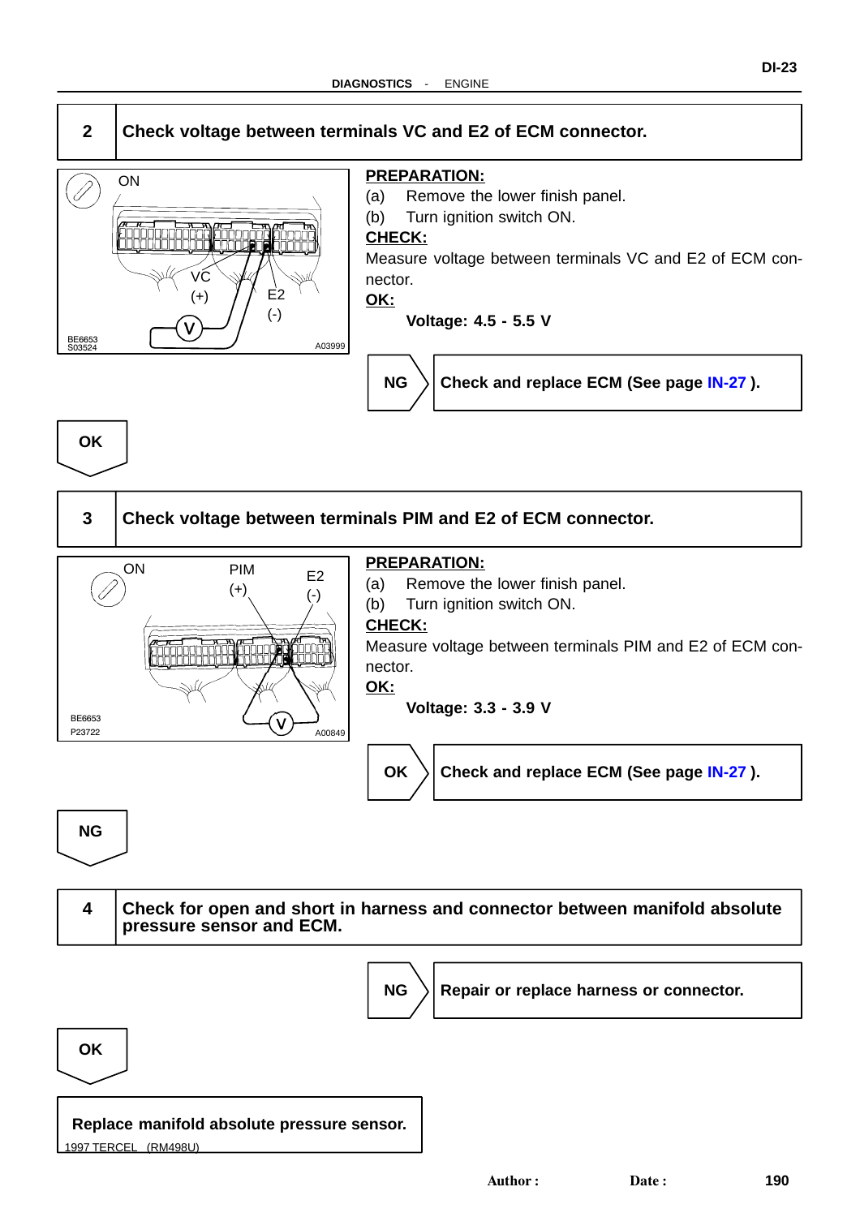## 2 Check voltage between terminals VC and E2 of ECM connector.

ON

VC
(+)

E2
(-)

V

BE6653
S03524

A03999

**PREPARATION:**

(a) Remove the lower finish panel.

(b) Turn ignition switch ON.

**CHECK:**

Measure voltage between terminals VC and E2 of ECM connector.

**OK:**

**Voltage: 4.5 - 5.5 V**

**NG** → **Check and replace ECM (See page IN-27 ).**

**OK**

## 3 Check voltage between terminals PIM and E2 of ECM connector.

ON

PIM
(+)

E2
(-)

V

BE6653
P23722

A00849

**PREPARATION:**

(a) Remove the lower finish panel.

(b) Turn ignition switch ON.

**CHECK:**

Measure voltage between terminals PIM and E2 of ECM connector.

**OK:**

**Voltage: 3.3 - 3.9 V**

**OK** → **Check and replace ECM (See page IN-27 ).**

**NG**

## 4 Check for open and short in harness and connector between manifold absolute pressure sensor and ECM.

**NG** → **Repair or replace harness or connector.**

**OK**

**Replace manifold absolute pressure sensor.**